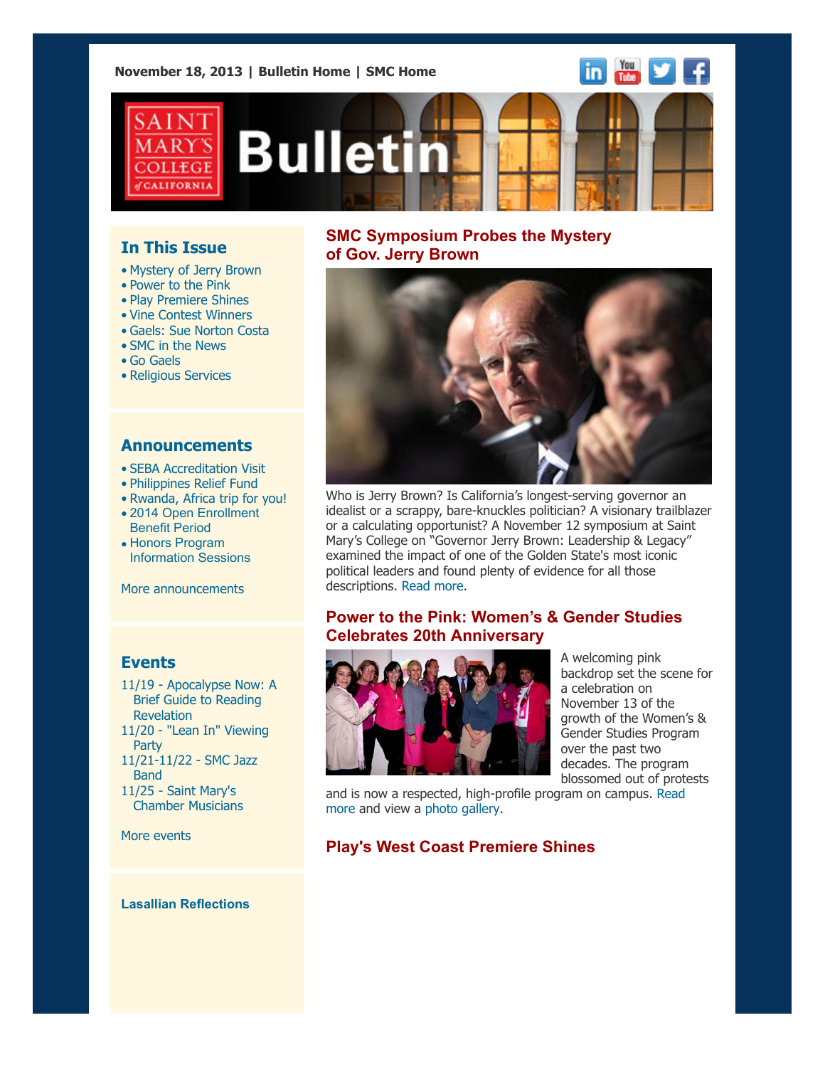November 18, 2013 | Bulletin Home | SMC Home

# Saint Mary's College of California Bulletin

## In This Issue

- Mystery of Jerry Brown
- Power to the Pink
- Play Premiere Shines
- Vine Contest Winners
- Gaels: Sue Norton Costa
- SMC in the News
- Go Gaels
- Religious Services

## Announcements

- SEBA Accreditation Visit
- Philippines Relief Fund
- Rwanda, Africa trip for you!
- 2014 Open Enrollment Benefit Period
- Honors Program Information Sessions

More announcements

## Events

11/19 - Apocalypse Now: A Brief Guide to Reading Revelation
11/20 - "Lean In" Viewing Party
11/21-11/22 - SMC Jazz Band
11/25 - Saint Mary's Chamber Musicians

More events

### Lasallian Reflections

## SMC Symposium Probes the Mystery of Gov. Jerry Brown

Who is Jerry Brown? Is California's longest-serving governor an idealist or a scrappy, bare-knuckles politician? A visionary trailblazer or a calculating opportunist? A November 12 symposium at Saint Mary's College on "Governor Jerry Brown: Leadership & Legacy" examined the impact of one of the Golden State's most iconic political leaders and found plenty of evidence for all those descriptions. Read more.

## Power to the Pink: Women's & Gender Studies Celebrates 20th Anniversary

A welcoming pink backdrop set the scene for a celebration on November 13 of the growth of the Women's & Gender Studies Program over the past two decades. The program blossomed out of protests and is now a respected, high-profile program on campus. Read more and view a photo gallery.

## Play's West Coast Premiere Shines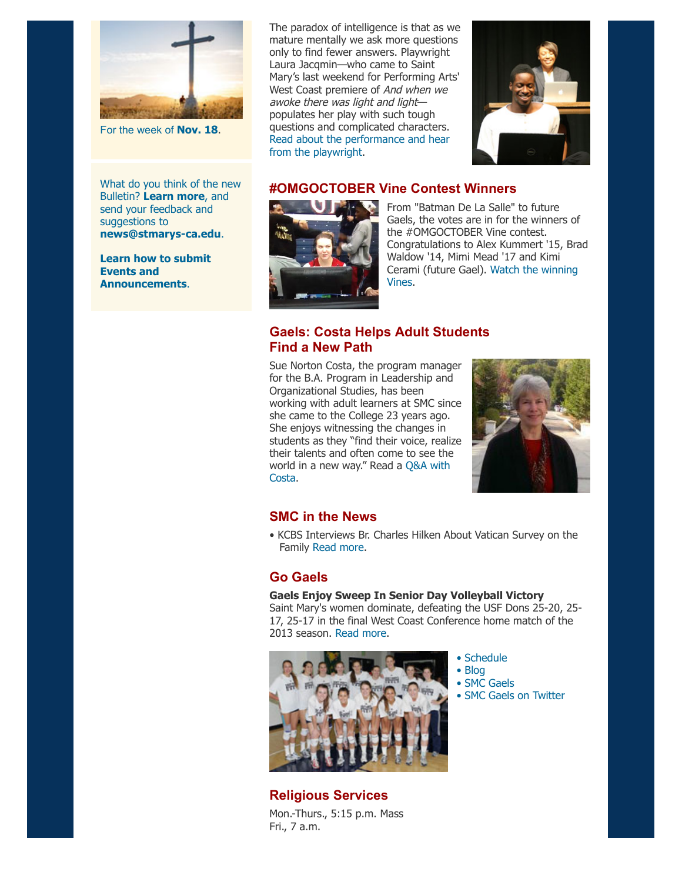For the week of **Nov. 18**.

What do you think of the new Bulletin? **Learn more**, and send your feedback and suggestions to **news@stmarys-ca.edu**.

**Learn how to submit Events and Announcements**.

The paradox of intelligence is that as we mature mentally we ask more questions only to find fewer answers. Playwright Laura Jacqmin—who came to Saint Mary's last weekend for Performing Arts' West Coast premiere of *And when we awoke there was light and light*—populates her play with such tough questions and complicated characters. Read about the performance and hear from the playwright.

## #OMGOCTOBER Vine Contest Winners

From "Batman De La Salle" to future Gaels, the votes are in for the winners of the #OMGOCTOBER Vine contest. Congratulations to Alex Kummert '15, Brad Waldow '14, Mimi Mead '17 and Kimi Cerami (future Gael). Watch the winning Vines.

## Gaels: Costa Helps Adult Students Find a New Path

Sue Norton Costa, the program manager for the B.A. Program in Leadership and Organizational Studies, has been working with adult learners at SMC since she came to the College 23 years ago. She enjoys witnessing the changes in students as they "find their voice, realize their talents and often come to see the world in a new way." Read a Q&A with Costa.

## SMC in the News

• KCBS Interviews Br. Charles Hilken About Vatican Survey on the Family Read more.

## Go Gaels

**Gaels Enjoy Sweep In Senior Day Volleyball Victory**
Saint Mary's women dominate, defeating the USF Dons 25-20, 25-17, 25-17 in the final West Coast Conference home match of the 2013 season. Read more.

- Schedule
- Blog
- SMC Gaels
- SMC Gaels on Twitter

## Religious Services

Mon.-Thurs., 5:15 p.m. Mass
Fri., 7 a.m.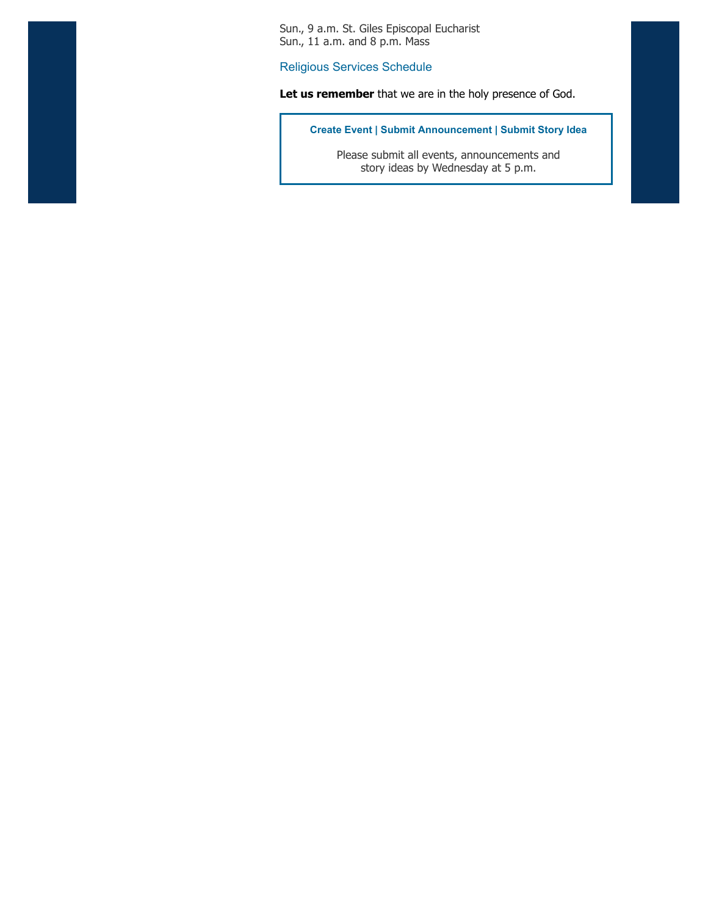Sun., 9 a.m. St. Giles Episcopal Eucharist
Sun., 11 a.m. and 8 p.m. Mass

Religious Services Schedule

**Let us remember** that we are in the holy presence of God.

**Create Event | Submit Announcement | Submit Story Idea**

Please submit all events, announcements and story ideas by Wednesday at 5 p.m.